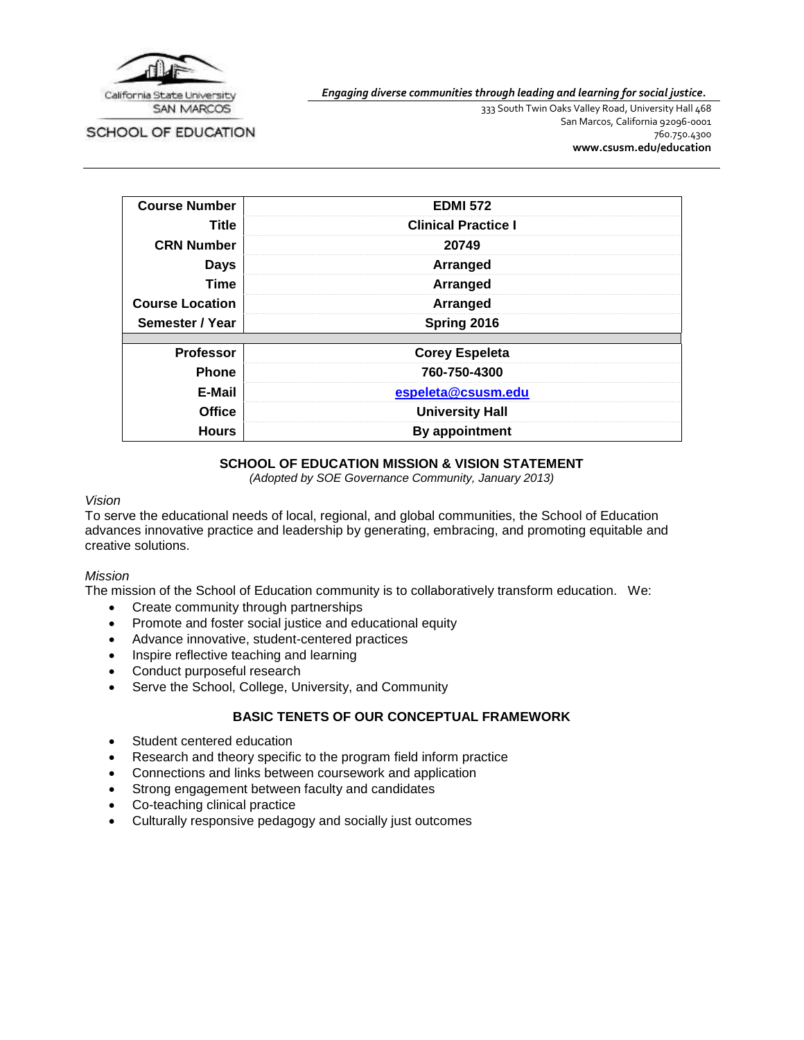California State University SAN MARCOS

SCHOOL OF EDUCATION

*Engaging diverse communities through leading and learning for social justice.*

333 South Twin Oaks Valley Road, University Hall 468
San Marcos, California 92096-0001
760.750.4300
**www.csusm.edu/education**

| | |
|---|---|
| **Course Number** | **EDMI 572** |
| **Title** | **Clinical Practice I** |
| **CRN Number** | **20749** |
| **Days** | **Arranged** |
| **Time** | **Arranged** |
| **Course Location** | **Arranged** |
| **Semester / Year** | **Spring 2016** |
| | |
| **Professor** | **Corey Espeleta** |
| **Phone** | **760-750-4300** |
| **E-Mail** | **espeleta@csusm.edu** |
| **Office** | **University Hall** |
| **Hours** | **By appointment** |

## SCHOOL OF EDUCATION MISSION & VISION STATEMENT

*(Adopted by SOE Governance Community, January 2013)*

*Vision*

To serve the educational needs of local, regional, and global communities, the School of Education advances innovative practice and leadership by generating, embracing, and promoting equitable and creative solutions.

*Mission*

The mission of the School of Education community is to collaboratively transform education. We:

- Create community through partnerships
- Promote and foster social justice and educational equity
- Advance innovative, student-centered practices
- Inspire reflective teaching and learning
- Conduct purposeful research
- Serve the School, College, University, and Community

## BASIC TENETS OF OUR CONCEPTUAL FRAMEWORK

- Student centered education
- Research and theory specific to the program field inform practice
- Connections and links between coursework and application
- Strong engagement between faculty and candidates
- Co-teaching clinical practice
- Culturally responsive pedagogy and socially just outcomes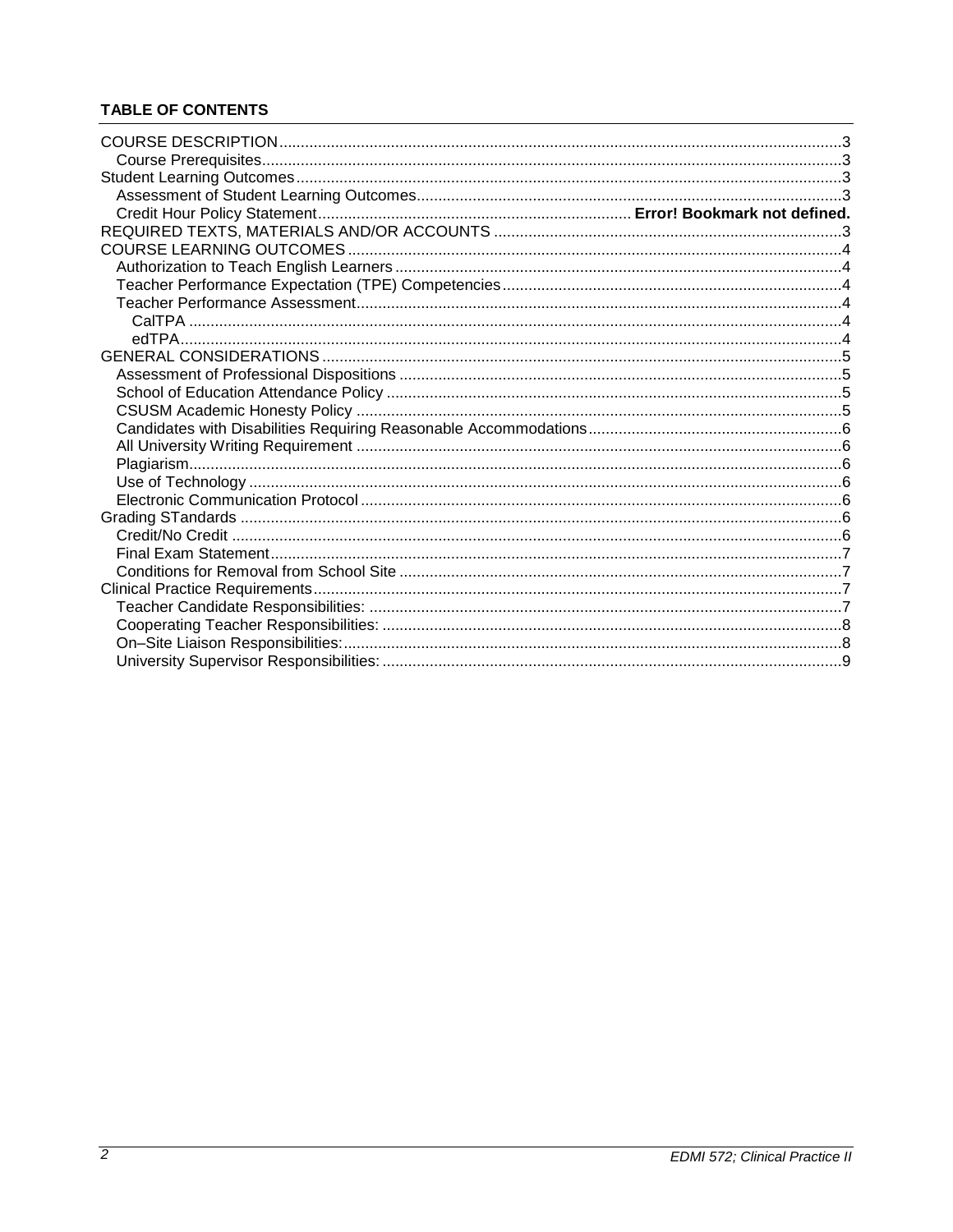**TABLE OF CONTENTS**

COURSE DESCRIPTION .....3
- Course Prerequisites .....3

Student Learning Outcomes .....3
- Assessment of Student Learning Outcomes .....3
- Credit Hour Policy Statement ..... **Error! Bookmark not defined.**

REQUIRED TEXTS, MATERIALS AND/OR ACCOUNTS .....3

COURSE LEARNING OUTCOMES .....4
- Authorization to Teach English Learners .....4
- Teacher Performance Expectation (TPE) Competencies .....4
- Teacher Performance Assessment .....4
  - CalTPA .....4
  - edTPA .....4

GENERAL CONSIDERATIONS .....5
- Assessment of Professional Dispositions .....5
- School of Education Attendance Policy .....5
- CSUSM Academic Honesty Policy .....5
- Candidates with Disabilities Requiring Reasonable Accommodations .....6
- All University Writing Requirement .....6
- Plagiarism .....6
- Use of Technology .....6
- Electronic Communication Protocol .....6

Grading STandards .....6
- Credit/No Credit .....6
- Final Exam Statement .....7
- Conditions for Removal from School Site .....7

Clinical Practice Requirements .....7
- Teacher Candidate Responsibilities: .....7
- Cooperating Teacher Responsibilities: .....8
- On–Site Liaison Responsibilities: .....8
- University Supervisor Responsibilities: .....9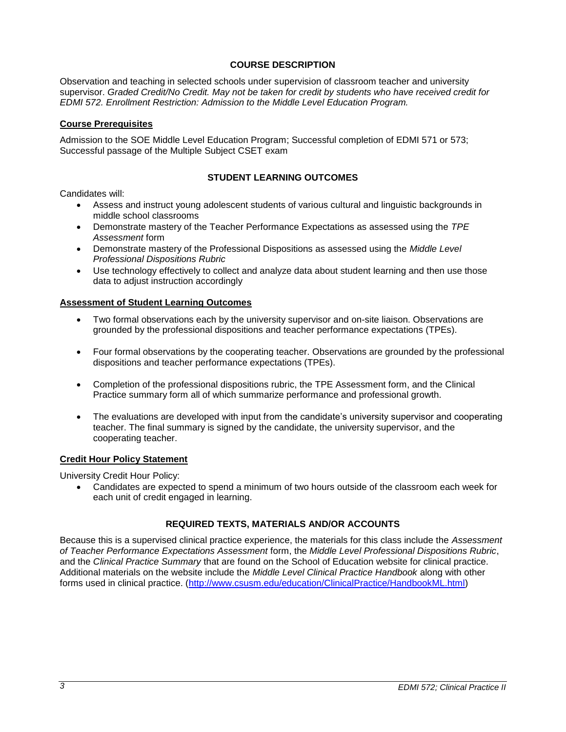## COURSE DESCRIPTION

Observation and teaching in selected schools under supervision of classroom teacher and university supervisor. *Graded Credit/No Credit. May not be taken for credit by students who have received credit for EDMI 572. Enrollment Restriction: Admission to the Middle Level Education Program.*

### Course Prerequisites

Admission to the SOE Middle Level Education Program; Successful completion of EDMI 571 or 573; Successful passage of the Multiple Subject CSET exam

## STUDENT LEARNING OUTCOMES

Candidates will:

- Assess and instruct young adolescent students of various cultural and linguistic backgrounds in middle school classrooms
- Demonstrate mastery of the Teacher Performance Expectations as assessed using the *TPE Assessment* form
- Demonstrate mastery of the Professional Dispositions as assessed using the *Middle Level Professional Dispositions Rubric*
- Use technology effectively to collect and analyze data about student learning and then use those data to adjust instruction accordingly

### Assessment of Student Learning Outcomes

- Two formal observations each by the university supervisor and on-site liaison. Observations are grounded by the professional dispositions and teacher performance expectations (TPEs).
- Four formal observations by the cooperating teacher. Observations are grounded by the professional dispositions and teacher performance expectations (TPEs).
- Completion of the professional dispositions rubric, the TPE Assessment form, and the Clinical Practice summary form all of which summarize performance and professional growth.
- The evaluations are developed with input from the candidate's university supervisor and cooperating teacher. The final summary is signed by the candidate, the university supervisor, and the cooperating teacher.

### Credit Hour Policy Statement

University Credit Hour Policy:

- Candidates are expected to spend a minimum of two hours outside of the classroom each week for each unit of credit engaged in learning.

## REQUIRED TEXTS, MATERIALS AND/OR ACCOUNTS

Because this is a supervised clinical practice experience, the materials for this class include the *Assessment of Teacher Performance Expectations Assessment* form, the *Middle Level Professional Dispositions Rubric*, and the *Clinical Practice Summary* that are found on the School of Education website for clinical practice. Additional materials on the website include the *Middle Level Clinical Practice Handbook* along with other forms used in clinical practice. (http://www.csusm.edu/education/ClinicalPractice/HandbookML.html)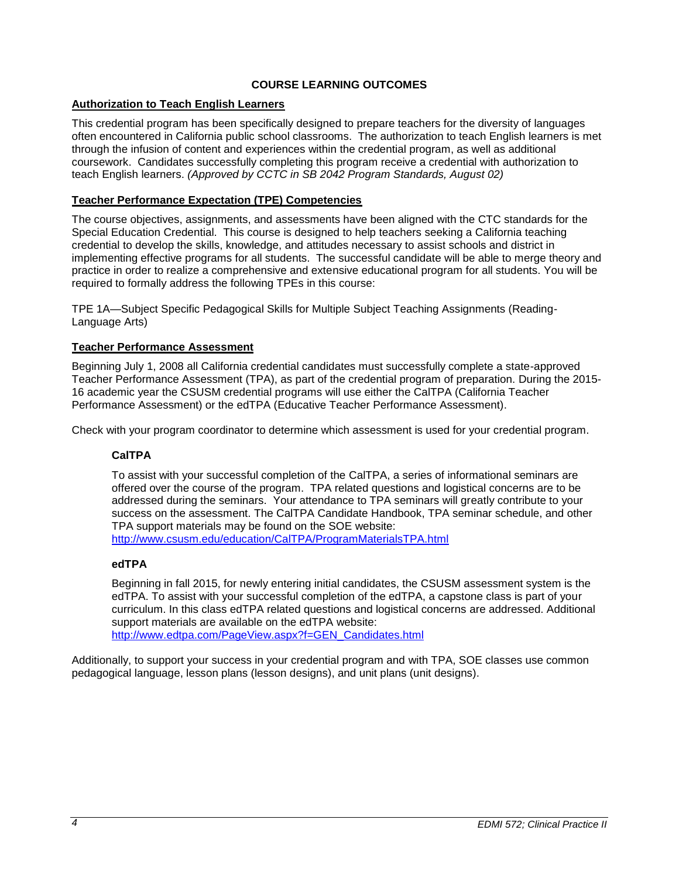## COURSE LEARNING OUTCOMES

### Authorization to Teach English Learners

This credential program has been specifically designed to prepare teachers for the diversity of languages often encountered in California public school classrooms. The authorization to teach English learners is met through the infusion of content and experiences within the credential program, as well as additional coursework. Candidates successfully completing this program receive a credential with authorization to teach English learners. *(Approved by CCTC in SB 2042 Program Standards, August 02)*

### Teacher Performance Expectation (TPE) Competencies

The course objectives, assignments, and assessments have been aligned with the CTC standards for the Special Education Credential. This course is designed to help teachers seeking a California teaching credential to develop the skills, knowledge, and attitudes necessary to assist schools and district in implementing effective programs for all students. The successful candidate will be able to merge theory and practice in order to realize a comprehensive and extensive educational program for all students. You will be required to formally address the following TPEs in this course:

TPE 1A—Subject Specific Pedagogical Skills for Multiple Subject Teaching Assignments (Reading-Language Arts)

### Teacher Performance Assessment

Beginning July 1, 2008 all California credential candidates must successfully complete a state-approved Teacher Performance Assessment (TPA), as part of the credential program of preparation. During the 2015-16 academic year the CSUSM credential programs will use either the CalTPA (California Teacher Performance Assessment) or the edTPA (Educative Teacher Performance Assessment).

Check with your program coordinator to determine which assessment is used for your credential program.

#### CalTPA

To assist with your successful completion of the CalTPA, a series of informational seminars are offered over the course of the program. TPA related questions and logistical concerns are to be addressed during the seminars. Your attendance to TPA seminars will greatly contribute to your success on the assessment. The CalTPA Candidate Handbook, TPA seminar schedule, and other TPA support materials may be found on the SOE website: http://www.csusm.edu/education/CalTPA/ProgramMaterialsTPA.html

#### edTPA

Beginning in fall 2015, for newly entering initial candidates, the CSUSM assessment system is the edTPA. To assist with your successful completion of the edTPA, a capstone class is part of your curriculum. In this class edTPA related questions and logistical concerns are addressed. Additional support materials are available on the edTPA website: http://www.edtpa.com/PageView.aspx?f=GEN_Candidates.html

Additionally, to support your success in your credential program and with TPA, SOE classes use common pedagogical language, lesson plans (lesson designs), and unit plans (unit designs).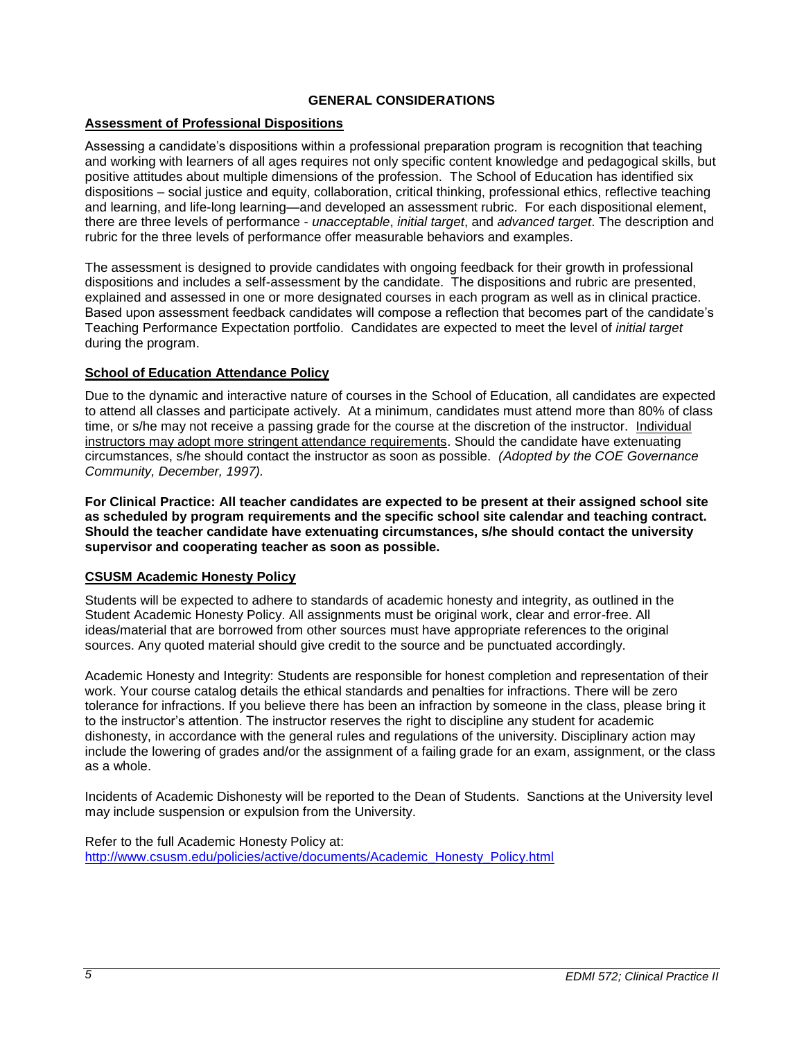## GENERAL CONSIDERATIONS

### Assessment of Professional Dispositions

Assessing a candidate's dispositions within a professional preparation program is recognition that teaching and working with learners of all ages requires not only specific content knowledge and pedagogical skills, but positive attitudes about multiple dimensions of the profession. The School of Education has identified six dispositions – social justice and equity, collaboration, critical thinking, professional ethics, reflective teaching and learning, and life-long learning—and developed an assessment rubric. For each dispositional element, there are three levels of performance - *unacceptable*, *initial target*, and *advanced target*. The description and rubric for the three levels of performance offer measurable behaviors and examples.

The assessment is designed to provide candidates with ongoing feedback for their growth in professional dispositions and includes a self-assessment by the candidate. The dispositions and rubric are presented, explained and assessed in one or more designated courses in each program as well as in clinical practice. Based upon assessment feedback candidates will compose a reflection that becomes part of the candidate's Teaching Performance Expectation portfolio. Candidates are expected to meet the level of *initial target* during the program.

### School of Education Attendance Policy

Due to the dynamic and interactive nature of courses in the School of Education, all candidates are expected to attend all classes and participate actively. At a minimum, candidates must attend more than 80% of class time, or s/he may not receive a passing grade for the course at the discretion of the instructor. Individual instructors may adopt more stringent attendance requirements. Should the candidate have extenuating circumstances, s/he should contact the instructor as soon as possible. *(Adopted by the COE Governance Community, December, 1997).*

**For Clinical Practice: All teacher candidates are expected to be present at their assigned school site as scheduled by program requirements and the specific school site calendar and teaching contract. Should the teacher candidate have extenuating circumstances, s/he should contact the university supervisor and cooperating teacher as soon as possible.**

### CSUSM Academic Honesty Policy

Students will be expected to adhere to standards of academic honesty and integrity, as outlined in the Student Academic Honesty Policy. All assignments must be original work, clear and error-free. All ideas/material that are borrowed from other sources must have appropriate references to the original sources. Any quoted material should give credit to the source and be punctuated accordingly.

Academic Honesty and Integrity: Students are responsible for honest completion and representation of their work. Your course catalog details the ethical standards and penalties for infractions. There will be zero tolerance for infractions. If you believe there has been an infraction by someone in the class, please bring it to the instructor's attention. The instructor reserves the right to discipline any student for academic dishonesty, in accordance with the general rules and regulations of the university. Disciplinary action may include the lowering of grades and/or the assignment of a failing grade for an exam, assignment, or the class as a whole.

Incidents of Academic Dishonesty will be reported to the Dean of Students. Sanctions at the University level may include suspension or expulsion from the University.

Refer to the full Academic Honesty Policy at:
[http://www.csusm.edu/policies/active/documents/Academic_Honesty_Policy.html](http://www.csusm.edu/policies/active/documents/Academic_Honesty_Policy.html)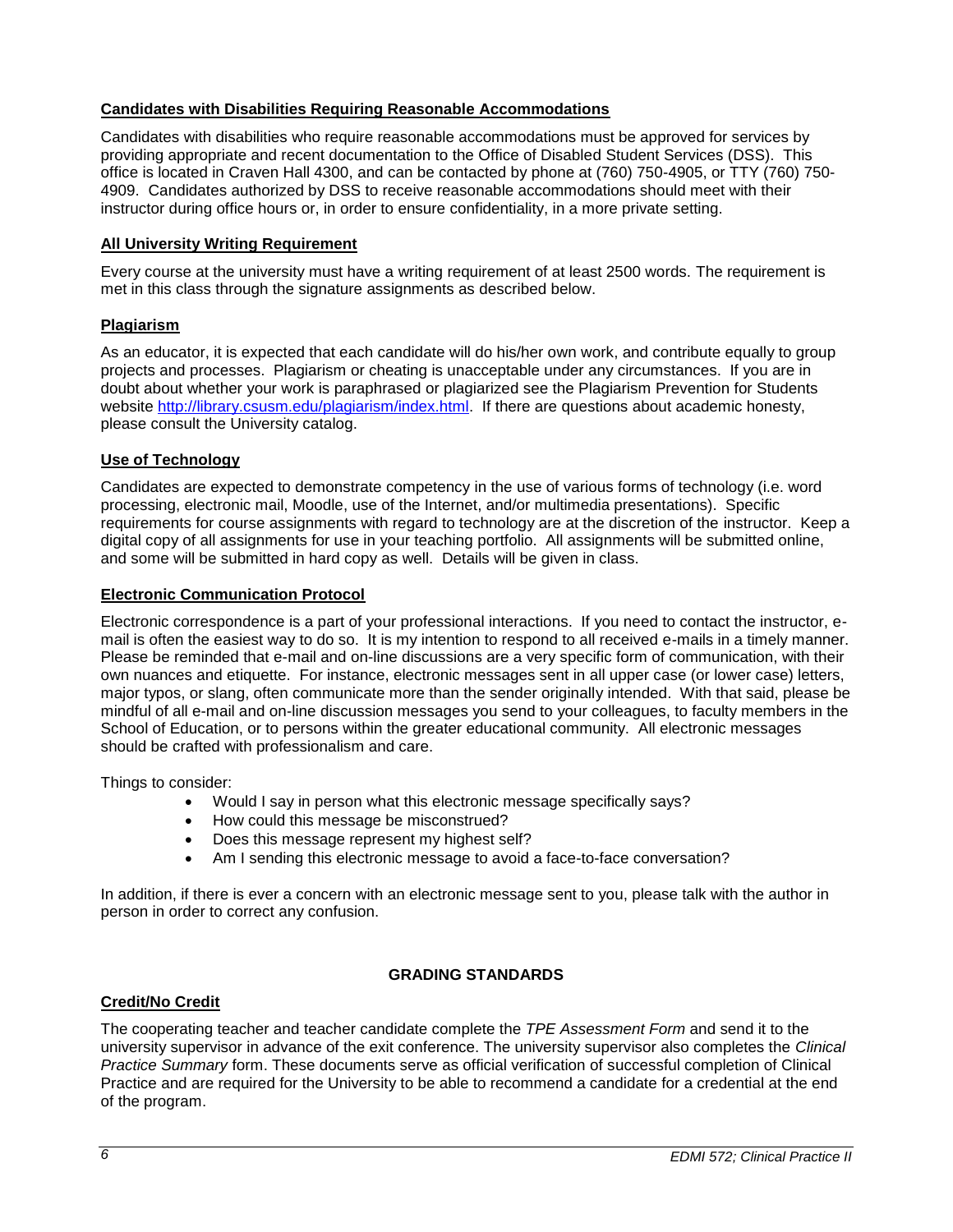**Candidates with Disabilities Requiring Reasonable Accommodations**

Candidates with disabilities who require reasonable accommodations must be approved for services by providing appropriate and recent documentation to the Office of Disabled Student Services (DSS). This office is located in Craven Hall 4300, and can be contacted by phone at (760) 750-4905, or TTY (760) 750-4909. Candidates authorized by DSS to receive reasonable accommodations should meet with their instructor during office hours or, in order to ensure confidentiality, in a more private setting.

**All University Writing Requirement**

Every course at the university must have a writing requirement of at least 2500 words. The requirement is met in this class through the signature assignments as described below.

**Plagiarism**

As an educator, it is expected that each candidate will do his/her own work, and contribute equally to group projects and processes. Plagiarism or cheating is unacceptable under any circumstances. If you are in doubt about whether your work is paraphrased or plagiarized see the Plagiarism Prevention for Students website http://library.csusm.edu/plagiarism/index.html. If there are questions about academic honesty, please consult the University catalog.

**Use of Technology**

Candidates are expected to demonstrate competency in the use of various forms of technology (i.e. word processing, electronic mail, Moodle, use of the Internet, and/or multimedia presentations). Specific requirements for course assignments with regard to technology are at the discretion of the instructor. Keep a digital copy of all assignments for use in your teaching portfolio. All assignments will be submitted online, and some will be submitted in hard copy as well. Details will be given in class.

**Electronic Communication Protocol**

Electronic correspondence is a part of your professional interactions. If you need to contact the instructor, e-mail is often the easiest way to do so. It is my intention to respond to all received e-mails in a timely manner. Please be reminded that e-mail and on-line discussions are a very specific form of communication, with their own nuances and etiquette. For instance, electronic messages sent in all upper case (or lower case) letters, major typos, or slang, often communicate more than the sender originally intended. With that said, please be mindful of all e-mail and on-line discussion messages you send to your colleagues, to faculty members in the School of Education, or to persons within the greater educational community. All electronic messages should be crafted with professionalism and care.

Things to consider:

- Would I say in person what this electronic message specifically says?
- How could this message be misconstrued?
- Does this message represent my highest self?
- Am I sending this electronic message to avoid a face-to-face conversation?

In addition, if there is ever a concern with an electronic message sent to you, please talk with the author in person in order to correct any confusion.

## GRADING STANDARDS

**Credit/No Credit**

The cooperating teacher and teacher candidate complete the *TPE Assessment Form* and send it to the university supervisor in advance of the exit conference. The university supervisor also completes the *Clinical Practice Summary* form. These documents serve as official verification of successful completion of Clinical Practice and are required for the University to be able to recommend a candidate for a credential at the end of the program.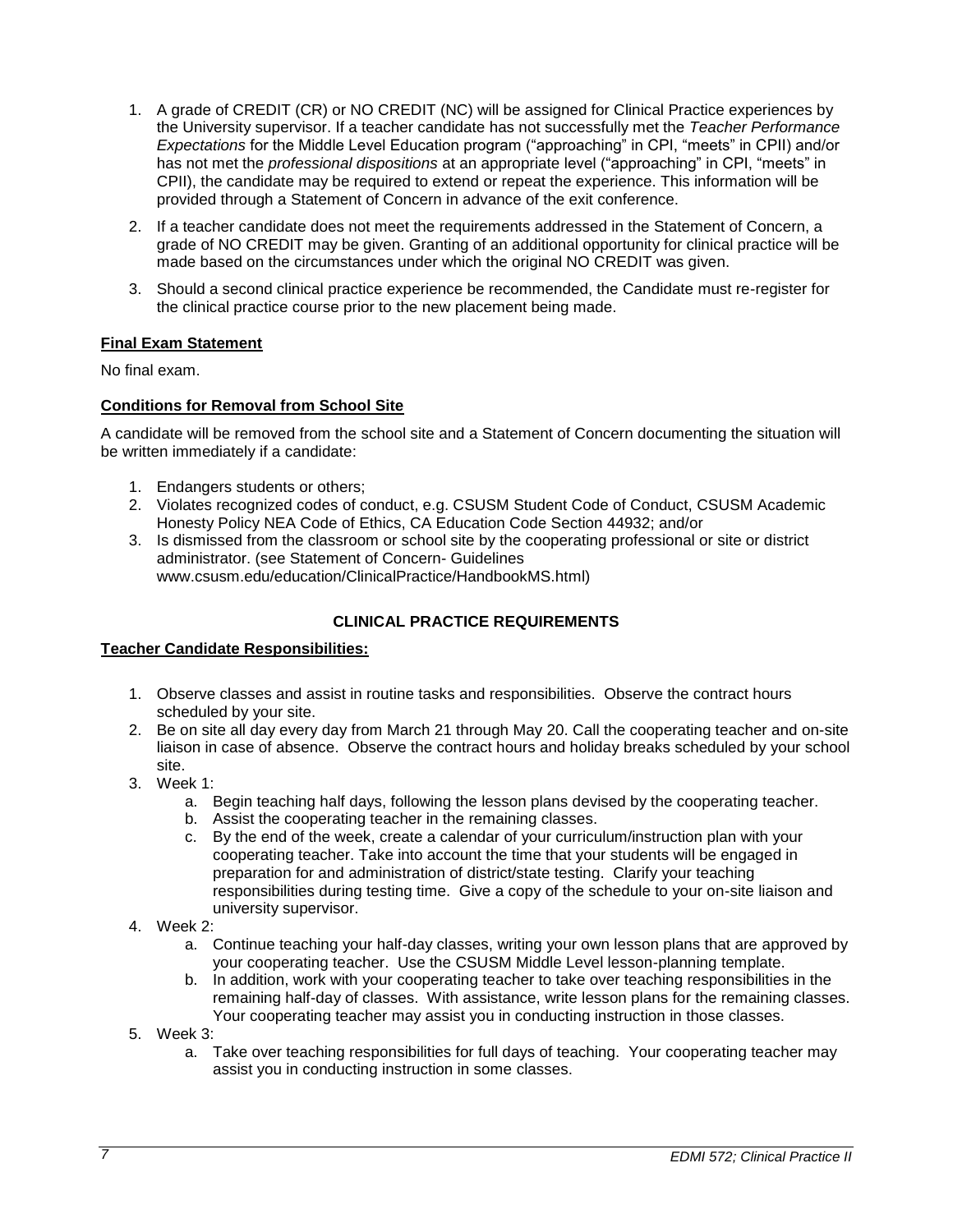1. A grade of CREDIT (CR) or NO CREDIT (NC) will be assigned for Clinical Practice experiences by the University supervisor. If a teacher candidate has not successfully met the *Teacher Performance Expectations* for the Middle Level Education program ("approaching" in CPI, "meets" in CPII) and/or has not met the *professional dispositions* at an appropriate level ("approaching" in CPI, "meets" in CPII), the candidate may be required to extend or repeat the experience. This information will be provided through a Statement of Concern in advance of the exit conference.
2. If a teacher candidate does not meet the requirements addressed in the Statement of Concern, a grade of NO CREDIT may be given. Granting of an additional opportunity for clinical practice will be made based on the circumstances under which the original NO CREDIT was given.
3. Should a second clinical practice experience be recommended, the Candidate must re-register for the clinical practice course prior to the new placement being made.

**Final Exam Statement**

No final exam.

**Conditions for Removal from School Site**

A candidate will be removed from the school site and a Statement of Concern documenting the situation will be written immediately if a candidate:

1. Endangers students or others;
2. Violates recognized codes of conduct, e.g. CSUSM Student Code of Conduct, CSUSM Academic Honesty Policy NEA Code of Ethics, CA Education Code Section 44932; and/or
3. Is dismissed from the classroom or school site by the cooperating professional or site or district administrator. (see Statement of Concern- Guidelines www.csusm.edu/education/ClinicalPractice/HandbookMS.html)

## CLINICAL PRACTICE REQUIREMENTS

**Teacher Candidate Responsibilities:**

1. Observe classes and assist in routine tasks and responsibilities. Observe the contract hours scheduled by your site.
2. Be on site all day every day from March 21 through May 20. Call the cooperating teacher and on-site liaison in case of absence. Observe the contract hours and holiday breaks scheduled by your school site.
3. Week 1:
   a. Begin teaching half days, following the lesson plans devised by the cooperating teacher.
   b. Assist the cooperating teacher in the remaining classes.
   c. By the end of the week, create a calendar of your curriculum/instruction plan with your cooperating teacher. Take into account the time that your students will be engaged in preparation for and administration of district/state testing. Clarify your teaching responsibilities during testing time. Give a copy of the schedule to your on-site liaison and university supervisor.
4. Week 2:
   a. Continue teaching your half-day classes, writing your own lesson plans that are approved by your cooperating teacher. Use the CSUSM Middle Level lesson-planning template.
   b. In addition, work with your cooperating teacher to take over teaching responsibilities in the remaining half-day of classes. With assistance, write lesson plans for the remaining classes. Your cooperating teacher may assist you in conducting instruction in those classes.
5. Week 3:
   a. Take over teaching responsibilities for full days of teaching. Your cooperating teacher may assist you in conducting instruction in some classes.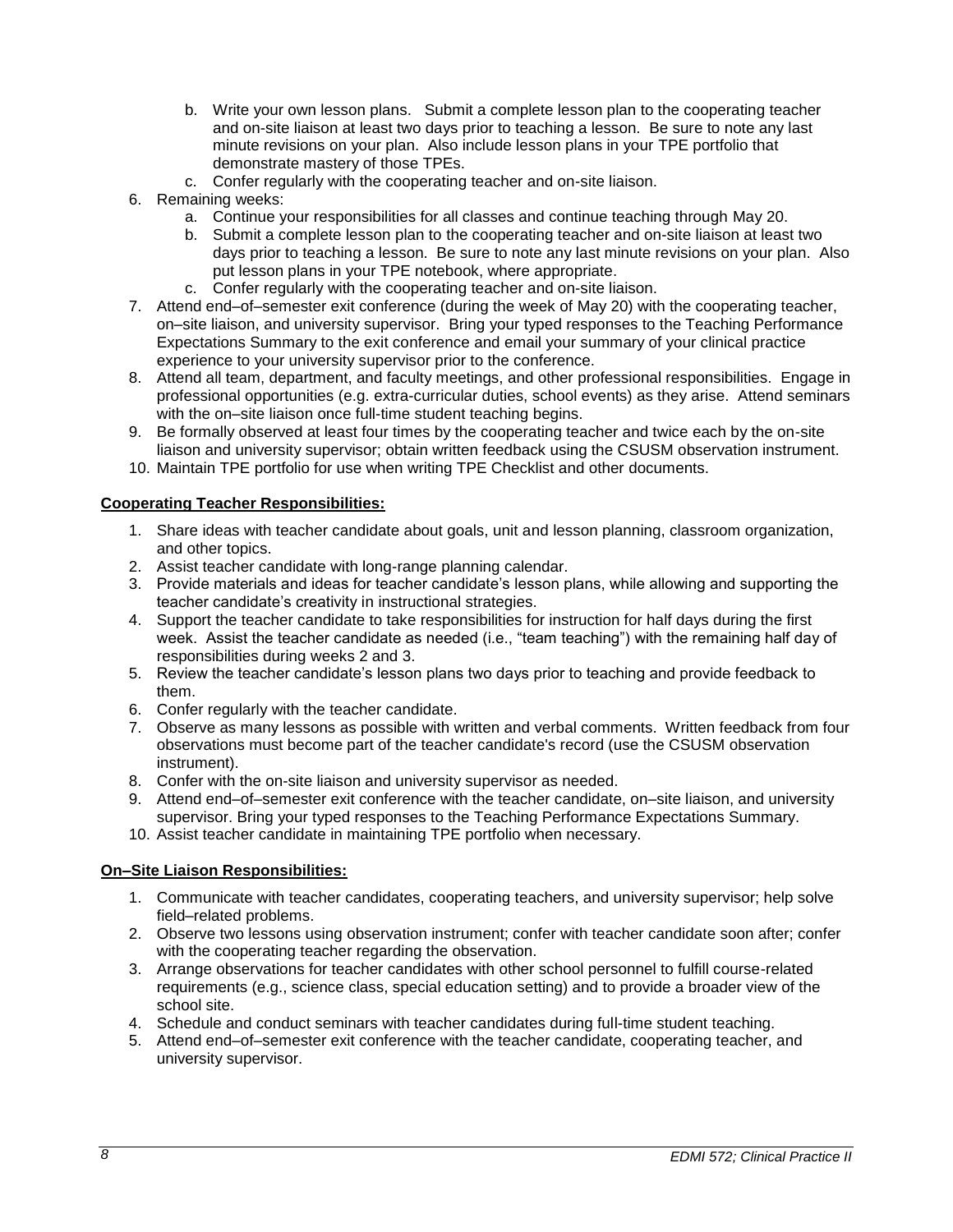b. Write your own lesson plans. Submit a complete lesson plan to the cooperating teacher and on-site liaison at least two days prior to teaching a lesson. Be sure to note any last minute revisions on your plan. Also include lesson plans in your TPE portfolio that demonstrate mastery of those TPEs.
   c. Confer regularly with the cooperating teacher and on-site liaison.
6. Remaining weeks:
   a. Continue your responsibilities for all classes and continue teaching through May 20.
   b. Submit a complete lesson plan to the cooperating teacher and on-site liaison at least two days prior to teaching a lesson. Be sure to note any last minute revisions on your plan. Also put lesson plans in your TPE notebook, where appropriate.
   c. Confer regularly with the cooperating teacher and on-site liaison.
7. Attend end–of–semester exit conference (during the week of May 20) with the cooperating teacher, on–site liaison, and university supervisor. Bring your typed responses to the Teaching Performance Expectations Summary to the exit conference and email your summary of your clinical practice experience to your university supervisor prior to the conference.
8. Attend all team, department, and faculty meetings, and other professional responsibilities. Engage in professional opportunities (e.g. extra-curricular duties, school events) as they arise. Attend seminars with the on–site liaison once full-time student teaching begins.
9. Be formally observed at least four times by the cooperating teacher and twice each by the on-site liaison and university supervisor; obtain written feedback using the CSUSM observation instrument.
10. Maintain TPE portfolio for use when writing TPE Checklist and other documents.

**Cooperating Teacher Responsibilities:**

1. Share ideas with teacher candidate about goals, unit and lesson planning, classroom organization, and other topics.
2. Assist teacher candidate with long-range planning calendar.
3. Provide materials and ideas for teacher candidate's lesson plans, while allowing and supporting the teacher candidate's creativity in instructional strategies.
4. Support the teacher candidate to take responsibilities for instruction for half days during the first week. Assist the teacher candidate as needed (i.e., "team teaching") with the remaining half day of responsibilities during weeks 2 and 3.
5. Review the teacher candidate's lesson plans two days prior to teaching and provide feedback to them.
6. Confer regularly with the teacher candidate.
7. Observe as many lessons as possible with written and verbal comments. Written feedback from four observations must become part of the teacher candidate's record (use the CSUSM observation instrument).
8. Confer with the on-site liaison and university supervisor as needed.
9. Attend end–of–semester exit conference with the teacher candidate, on–site liaison, and university supervisor. Bring your typed responses to the Teaching Performance Expectations Summary.
10. Assist teacher candidate in maintaining TPE portfolio when necessary.

**On–Site Liaison Responsibilities:**

1. Communicate with teacher candidates, cooperating teachers, and university supervisor; help solve field–related problems.
2. Observe two lessons using observation instrument; confer with teacher candidate soon after; confer with the cooperating teacher regarding the observation.
3. Arrange observations for teacher candidates with other school personnel to fulfill course-related requirements (e.g., science class, special education setting) and to provide a broader view of the school site.
4. Schedule and conduct seminars with teacher candidates during full-time student teaching.
5. Attend end–of–semester exit conference with the teacher candidate, cooperating teacher, and university supervisor.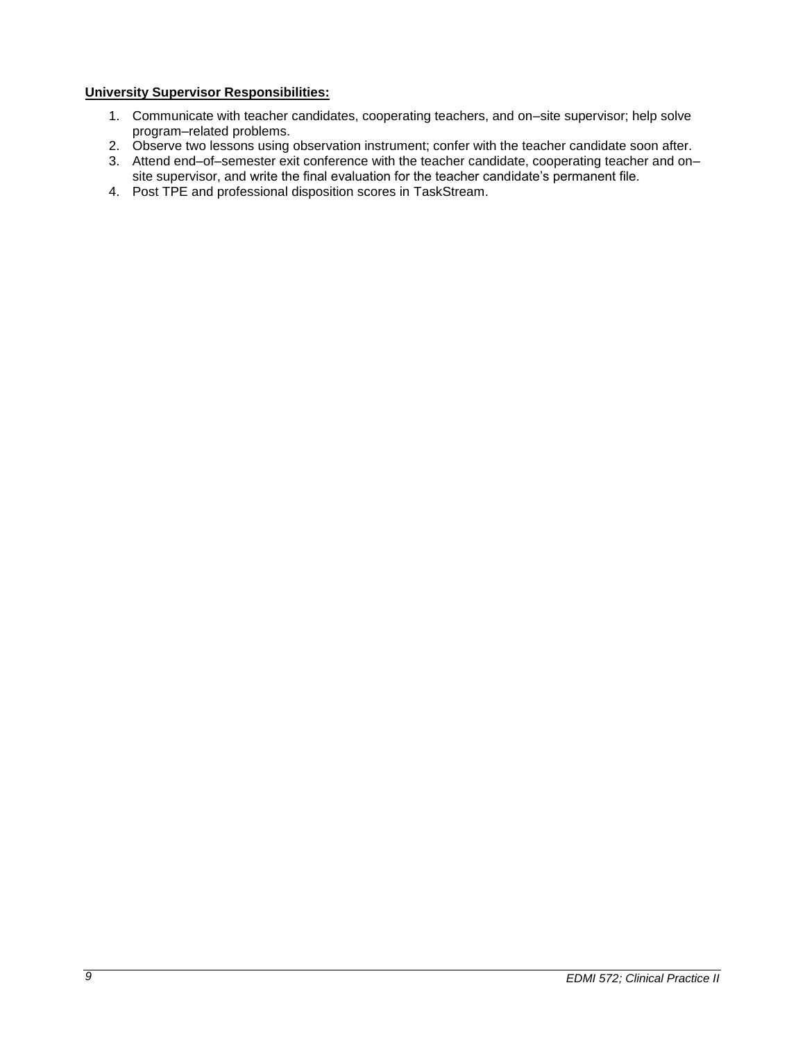**University Supervisor Responsibilities:**

1. Communicate with teacher candidates, cooperating teachers, and on–site supervisor; help solve program–related problems.
2. Observe two lessons using observation instrument; confer with the teacher candidate soon after.
3. Attend end–of–semester exit conference with the teacher candidate, cooperating teacher and on–site supervisor, and write the final evaluation for the teacher candidate's permanent file.
4. Post TPE and professional disposition scores in TaskStream.